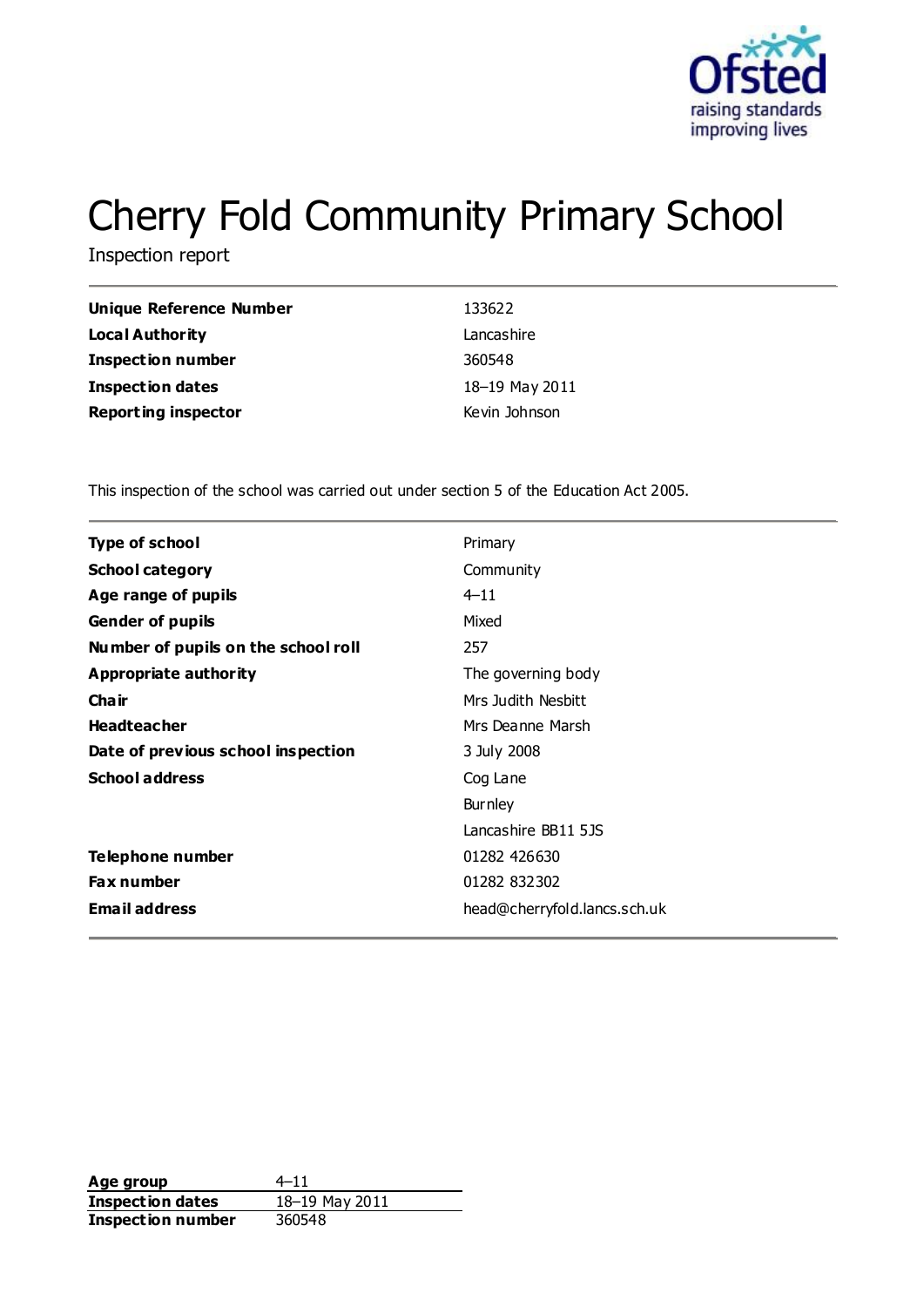# Cherry Fold Community Primary School

Inspection report

| | |
|---|---|
| **Unique Reference Number** | 133622 |
| **Local Authority** | Lancashire |
| **Inspection number** | 360548 |
| **Inspection dates** | 18–19 May 2011 |
| **Reporting inspector** | Kevin Johnson |

This inspection of the school was carried out under section 5 of the Education Act 2005.

| | |
|---|---|
| **Type of school** | Primary |
| **School category** | Community |
| **Age range of pupils** | 4–11 |
| **Gender of pupils** | Mixed |
| **Number of pupils on the school roll** | 257 |
| **Appropriate authority** | The governing body |
| **Chair** | Mrs Judith Nesbitt |
| **Headteacher** | Mrs Deanne Marsh |
| **Date of previous school inspection** | 3 July 2008 |
| **School address** | Cog Lane<br>Burnley<br>Lancashire BB11 5JS |
| **Telephone number** | 01282 426630 |
| **Fax number** | 01282 832302 |
| **Email address** | head@cherryfold.lancs.sch.uk |

| | |
|---|---|
| **Age group** | 4–11 |
| **Inspection dates** | 18–19 May 2011 |
| **Inspection number** | 360548 |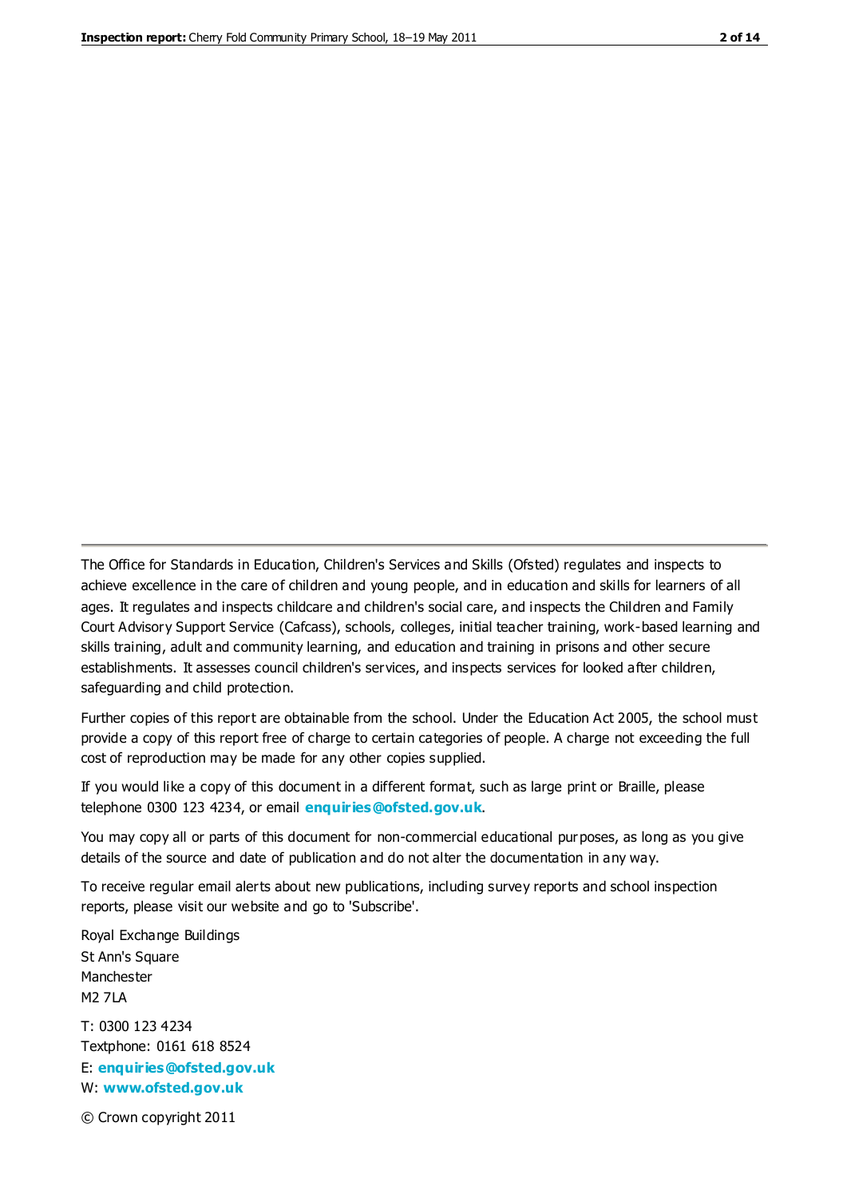The Office for Standards in Education, Children's Services and Skills (Ofsted) regulates and inspects to achieve excellence in the care of children and young people, and in education and skills for learners of all ages. It regulates and inspects childcare and children's social care, and inspects the Children and Family Court Advisory Support Service (Cafcass), schools, colleges, initial teacher training, work-based learning and skills training, adult and community learning, and education and training in prisons and other secure establishments. It assesses council children's services, and inspects services for looked after children, safeguarding and child protection.

Further copies of this report are obtainable from the school. Under the Education Act 2005, the school must provide a copy of this report free of charge to certain categories of people. A charge not exceeding the full cost of reproduction may be made for any other copies supplied.

If you would like a copy of this document in a different format, such as large print or Braille, please telephone 0300 123 4234, or email **enquiries@ofsted.gov.uk**.

You may copy all or parts of this document for non-commercial educational purposes, as long as you give details of the source and date of publication and do not alter the documentation in any way.

To receive regular email alerts about new publications, including survey reports and school inspection reports, please visit our website and go to 'Subscribe'.

Royal Exchange Buildings
St Ann's Square
Manchester
M2 7LA

T: 0300 123 4234
Textphone: 0161 618 8524
E: **enquiries@ofsted.gov.uk**
W: **www.ofsted.gov.uk**

© Crown copyright 2011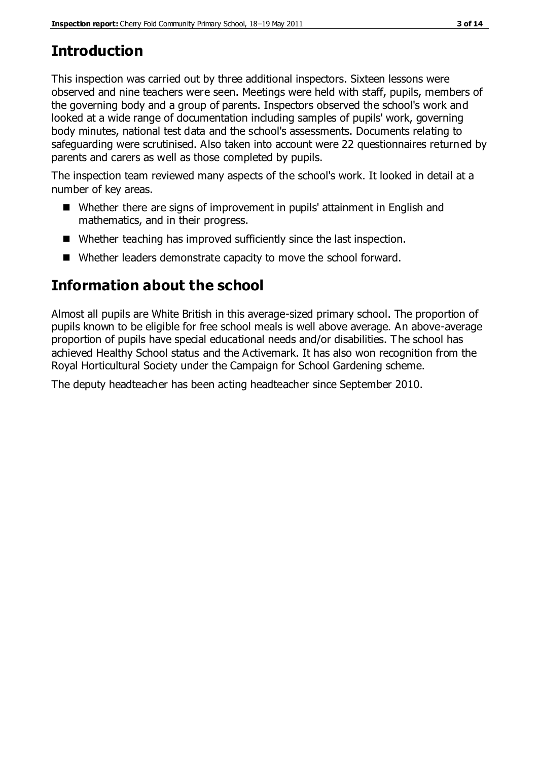# Introduction

This inspection was carried out by three additional inspectors. Sixteen lessons were observed and nine teachers were seen. Meetings were held with staff, pupils, members of the governing body and a group of parents. Inspectors observed the school's work and looked at a wide range of documentation including samples of pupils' work, governing body minutes, national test data and the school's assessments. Documents relating to safeguarding were scrutinised. Also taken into account were 22 questionnaires returned by parents and carers as well as those completed by pupils.

The inspection team reviewed many aspects of the school's work. It looked in detail at a number of key areas.

- Whether there are signs of improvement in pupils' attainment in English and mathematics, and in their progress.
- Whether teaching has improved sufficiently since the last inspection.
- Whether leaders demonstrate capacity to move the school forward.

# Information about the school

Almost all pupils are White British in this average-sized primary school. The proportion of pupils known to be eligible for free school meals is well above average. An above-average proportion of pupils have special educational needs and/or disabilities. The school has achieved Healthy School status and the Activemark. It has also won recognition from the Royal Horticultural Society under the Campaign for School Gardening scheme.

The deputy headteacher has been acting headteacher since September 2010.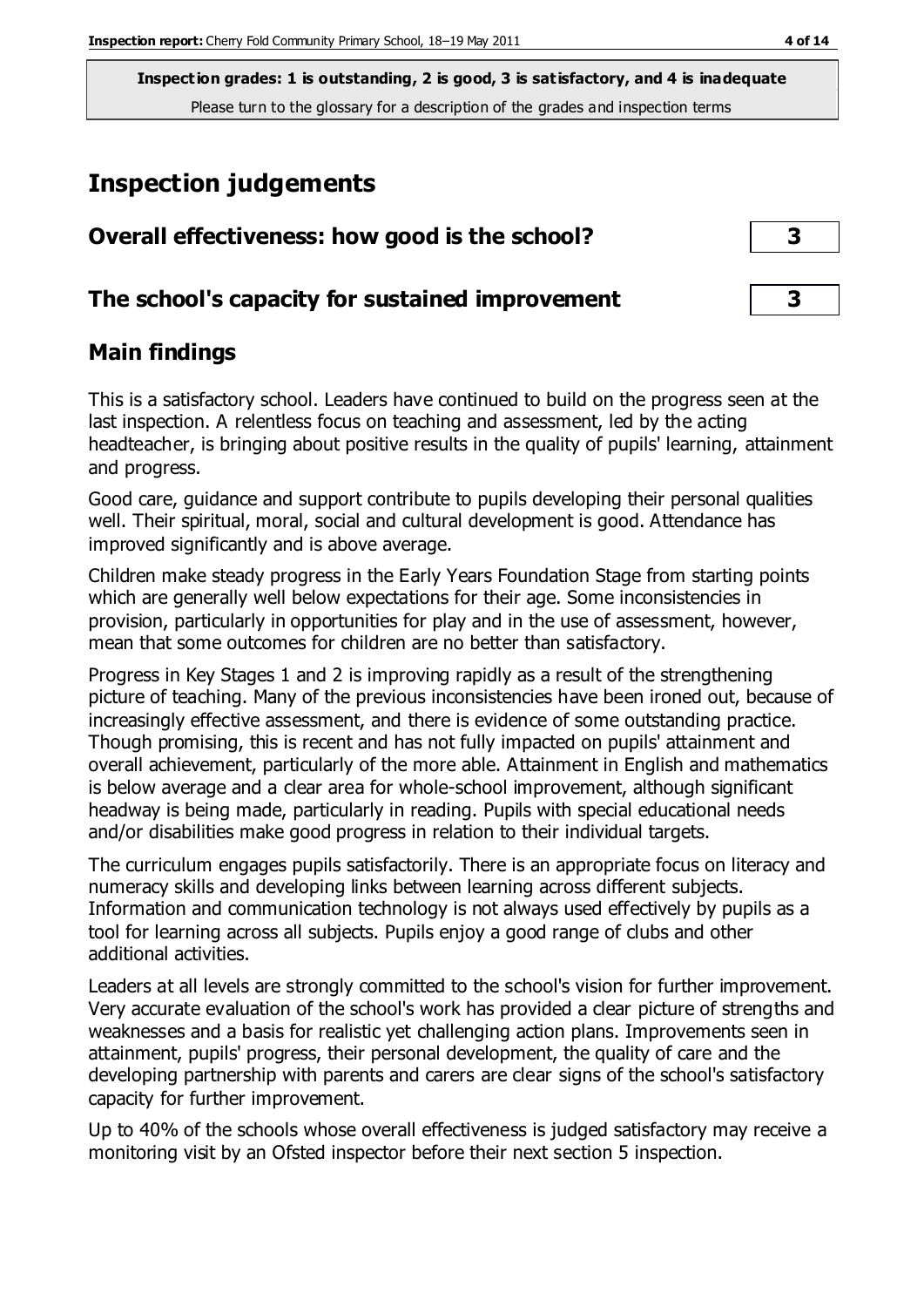**Inspection grades: 1 is outstanding, 2 is good, 3 is satisfactory, and 4 is inadequate**
Please turn to the glossary for a description of the grades and inspection terms

# Inspection judgements

## Overall effectiveness: how good is the school? 3

## The school's capacity for sustained improvement 3

## Main findings

This is a satisfactory school. Leaders have continued to build on the progress seen at the last inspection. A relentless focus on teaching and assessment, led by the acting headteacher, is bringing about positive results in the quality of pupils' learning, attainment and progress.

Good care, guidance and support contribute to pupils developing their personal qualities well. Their spiritual, moral, social and cultural development is good. Attendance has improved significantly and is above average.

Children make steady progress in the Early Years Foundation Stage from starting points which are generally well below expectations for their age. Some inconsistencies in provision, particularly in opportunities for play and in the use of assessment, however, mean that some outcomes for children are no better than satisfactory.

Progress in Key Stages 1 and 2 is improving rapidly as a result of the strengthening picture of teaching. Many of the previous inconsistencies have been ironed out, because of increasingly effective assessment, and there is evidence of some outstanding practice. Though promising, this is recent and has not fully impacted on pupils' attainment and overall achievement, particularly of the more able. Attainment in English and mathematics is below average and a clear area for whole-school improvement, although significant headway is being made, particularly in reading. Pupils with special educational needs and/or disabilities make good progress in relation to their individual targets.

The curriculum engages pupils satisfactorily. There is an appropriate focus on literacy and numeracy skills and developing links between learning across different subjects. Information and communication technology is not always used effectively by pupils as a tool for learning across all subjects. Pupils enjoy a good range of clubs and other additional activities.

Leaders at all levels are strongly committed to the school's vision for further improvement. Very accurate evaluation of the school's work has provided a clear picture of strengths and weaknesses and a basis for realistic yet challenging action plans. Improvements seen in attainment, pupils' progress, their personal development, the quality of care and the developing partnership with parents and carers are clear signs of the school's satisfactory capacity for further improvement.

Up to 40% of the schools whose overall effectiveness is judged satisfactory may receive a monitoring visit by an Ofsted inspector before their next section 5 inspection.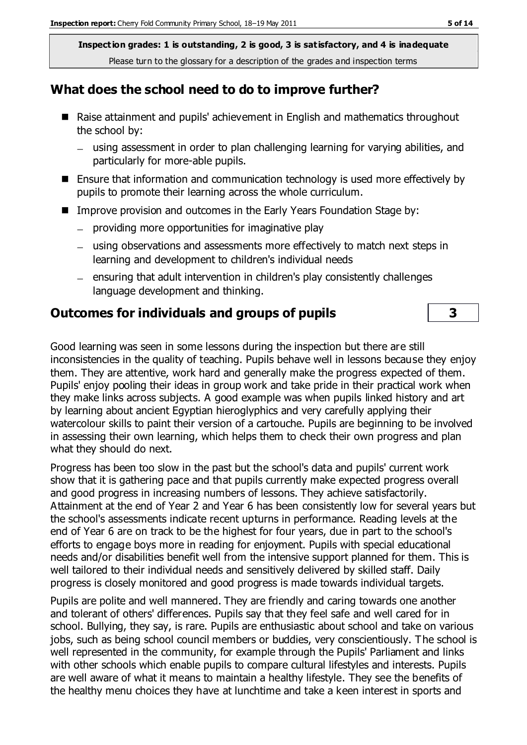**Inspection grades: 1 is outstanding, 2 is good, 3 is satisfactory, and 4 is inadequate**
Please turn to the glossary for a description of the grades and inspection terms

## What does the school need to do to improve further?

- Raise attainment and pupils' achievement in English and mathematics throughout the school by:
  - using assessment in order to plan challenging learning for varying abilities, and particularly for more-able pupils.
- Ensure that information and communication technology is used more effectively by pupils to promote their learning across the whole curriculum.
- Improve provision and outcomes in the Early Years Foundation Stage by:
  - providing more opportunities for imaginative play
  - using observations and assessments more effectively to match next steps in learning and development to children's individual needs
  - ensuring that adult intervention in children's play consistently challenges language development and thinking.

## Outcomes for individuals and groups of pupils — 3

Good learning was seen in some lessons during the inspection but there are still inconsistencies in the quality of teaching. Pupils behave well in lessons because they enjoy them. They are attentive, work hard and generally make the progress expected of them. Pupils' enjoy pooling their ideas in group work and take pride in their practical work when they make links across subjects. A good example was when pupils linked history and art by learning about ancient Egyptian hieroglyphics and very carefully applying their watercolour skills to paint their version of a cartouche. Pupils are beginning to be involved in assessing their own learning, which helps them to check their own progress and plan what they should do next.

Progress has been too slow in the past but the school's data and pupils' current work show that it is gathering pace and that pupils currently make expected progress overall and good progress in increasing numbers of lessons. They achieve satisfactorily. Attainment at the end of Year 2 and Year 6 has been consistently low for several years but the school's assessments indicate recent upturns in performance. Reading levels at the end of Year 6 are on track to be the highest for four years, due in part to the school's efforts to engage boys more in reading for enjoyment. Pupils with special educational needs and/or disabilities benefit well from the intensive support planned for them. This is well tailored to their individual needs and sensitively delivered by skilled staff. Daily progress is closely monitored and good progress is made towards individual targets.

Pupils are polite and well mannered. They are friendly and caring towards one another and tolerant of others' differences. Pupils say that they feel safe and well cared for in school. Bullying, they say, is rare. Pupils are enthusiastic about school and take on various jobs, such as being school council members or buddies, very conscientiously. The school is well represented in the community, for example through the Pupils' Parliament and links with other schools which enable pupils to compare cultural lifestyles and interests. Pupils are well aware of what it means to maintain a healthy lifestyle. They see the benefits of the healthy menu choices they have at lunchtime and take a keen interest in sports and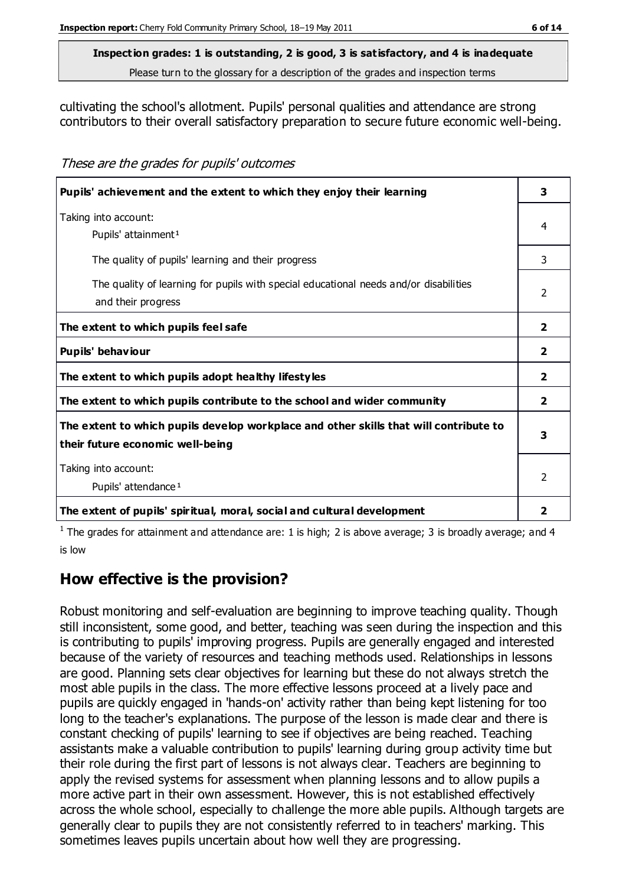**Inspection grades: 1 is outstanding, 2 is good, 3 is satisfactory, and 4 is inadequate**
Please turn to the glossary for a description of the grades and inspection terms

cultivating the school's allotment. Pupils' personal qualities and attendance are strong contributors to their overall satisfactory preparation to secure future economic well-being.

*These are the grades for pupils' outcomes*

| | |
|---|---|
| **Pupils' achievement and the extent to which they enjoy their learning** | **3** |
| Taking into account:<br>Pupils' attainment[1] | 4 |
| The quality of pupils' learning and their progress | 3 |
| The quality of learning for pupils with special educational needs and/or disabilities and their progress | 2 |
| **The extent to which pupils feel safe** | **2** |
| **Pupils' behaviour** | **2** |
| **The extent to which pupils adopt healthy lifestyles** | **2** |
| **The extent to which pupils contribute to the school and wider community** | **2** |
| **The extent to which pupils develop workplace and other skills that will contribute to their future economic well-being** | **3** |
| Taking into account:<br>Pupils' attendance[1] | 2 |
| **The extent of pupils' spiritual, moral, social and cultural development** | **2** |

[1] The grades for attainment and attendance are: 1 is high; 2 is above average; 3 is broadly average; and 4 is low

## How effective is the provision?

Robust monitoring and self-evaluation are beginning to improve teaching quality. Though still inconsistent, some good, and better, teaching was seen during the inspection and this is contributing to pupils' improving progress. Pupils are generally engaged and interested because of the variety of resources and teaching methods used. Relationships in lessons are good. Planning sets clear objectives for learning but these do not always stretch the most able pupils in the class. The more effective lessons proceed at a lively pace and pupils are quickly engaged in 'hands-on' activity rather than being kept listening for too long to the teacher's explanations. The purpose of the lesson is made clear and there is constant checking of pupils' learning to see if objectives are being reached. Teaching assistants make a valuable contribution to pupils' learning during group activity time but their role during the first part of lessons is not always clear. Teachers are beginning to apply the revised systems for assessment when planning lessons and to allow pupils a more active part in their own assessment. However, this is not established effectively across the whole school, especially to challenge the more able pupils. Although targets are generally clear to pupils they are not consistently referred to in teachers' marking. This sometimes leaves pupils uncertain about how well they are progressing.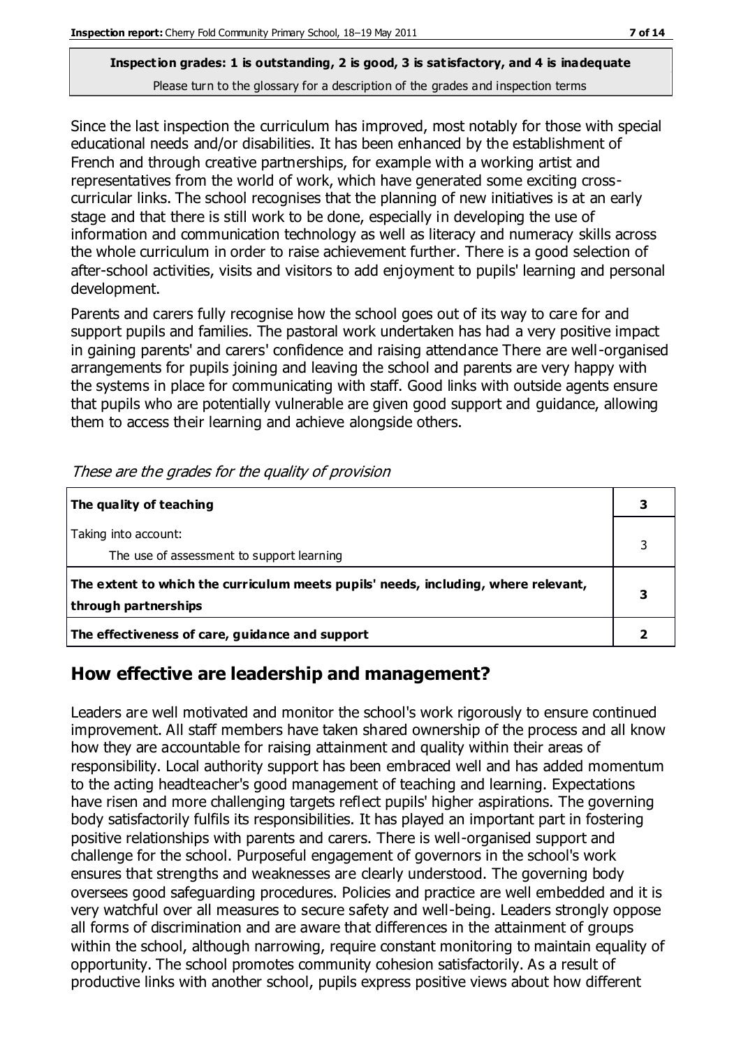**Inspection grades: 1 is outstanding, 2 is good, 3 is satisfactory, and 4 is inadequate**
Please turn to the glossary for a description of the grades and inspection terms

Since the last inspection the curriculum has improved, most notably for those with special educational needs and/or disabilities. It has been enhanced by the establishment of French and through creative partnerships, for example with a working artist and representatives from the world of work, which have generated some exciting cross-curricular links. The school recognises that the planning of new initiatives is at an early stage and that there is still work to be done, especially in developing the use of information and communication technology as well as literacy and numeracy skills across the whole curriculum in order to raise achievement further. There is a good selection of after-school activities, visits and visitors to add enjoyment to pupils' learning and personal development.

Parents and carers fully recognise how the school goes out of its way to care for and support pupils and families. The pastoral work undertaken has had a very positive impact in gaining parents' and carers' confidence and raising attendance There are well-organised arrangements for pupils joining and leaving the school and parents are very happy with the systems in place for communicating with staff. Good links with outside agents ensure that pupils who are potentially vulnerable are given good support and guidance, allowing them to access their learning and achieve alongside others.

*These are the grades for the quality of provision*

| | |
|---|---|
| **The quality of teaching** | **3** |
| Taking into account:<br>The use of assessment to support learning | 3 |
| **The extent to which the curriculum meets pupils' needs, including, where relevant, through partnerships** | **3** |
| **The effectiveness of care, guidance and support** | **2** |

## How effective are leadership and management?

Leaders are well motivated and monitor the school's work rigorously to ensure continued improvement. All staff members have taken shared ownership of the process and all know how they are accountable for raising attainment and quality within their areas of responsibility. Local authority support has been embraced well and has added momentum to the acting headteacher's good management of teaching and learning. Expectations have risen and more challenging targets reflect pupils' higher aspirations. The governing body satisfactorily fulfils its responsibilities. It has played an important part in fostering positive relationships with parents and carers. There is well-organised support and challenge for the school. Purposeful engagement of governors in the school's work ensures that strengths and weaknesses are clearly understood. The governing body oversees good safeguarding procedures. Policies and practice are well embedded and it is very watchful over all measures to secure safety and well-being. Leaders strongly oppose all forms of discrimination and are aware that differences in the attainment of groups within the school, although narrowing, require constant monitoring to maintain equality of opportunity. The school promotes community cohesion satisfactorily. As a result of productive links with another school, pupils express positive views about how different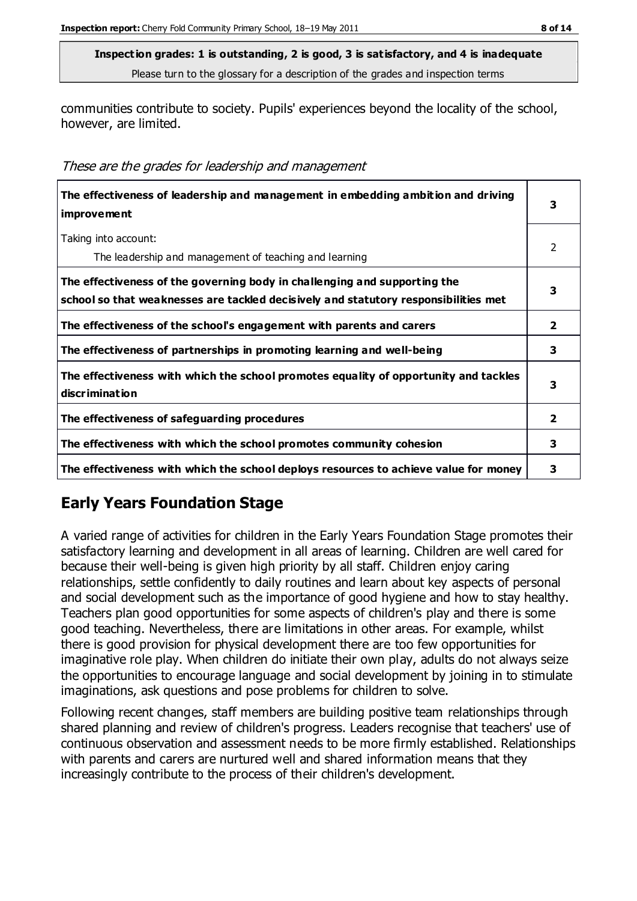**Inspection grades: 1 is outstanding, 2 is good, 3 is satisfactory, and 4 is inadequate**
Please turn to the glossary for a description of the grades and inspection terms

communities contribute to society. Pupils' experiences beyond the locality of the school, however, are limited.

*These are the grades for leadership and management*

| | |
|---|---|
| **The effectiveness of leadership and management in embedding ambition and driving improvement** | **3** |
| Taking into account:<br>The leadership and management of teaching and learning | 2 |
| **The effectiveness of the governing body in challenging and supporting the school so that weaknesses are tackled decisively and statutory responsibilities met** | **3** |
| **The effectiveness of the school's engagement with parents and carers** | **2** |
| **The effectiveness of partnerships in promoting learning and well-being** | **3** |
| **The effectiveness with which the school promotes equality of opportunity and tackles discrimination** | **3** |
| **The effectiveness of safeguarding procedures** | **2** |
| **The effectiveness with which the school promotes community cohesion** | **3** |
| **The effectiveness with which the school deploys resources to achieve value for money** | **3** |

## Early Years Foundation Stage

A varied range of activities for children in the Early Years Foundation Stage promotes their satisfactory learning and development in all areas of learning. Children are well cared for because their well-being is given high priority by all staff. Children enjoy caring relationships, settle confidently to daily routines and learn about key aspects of personal and social development such as the importance of good hygiene and how to stay healthy. Teachers plan good opportunities for some aspects of children's play and there is some good teaching. Nevertheless, there are limitations in other areas. For example, whilst there is good provision for physical development there are too few opportunities for imaginative role play. When children do initiate their own play, adults do not always seize the opportunities to encourage language and social development by joining in to stimulate imaginations, ask questions and pose problems for children to solve.

Following recent changes, staff members are building positive team relationships through shared planning and review of children's progress. Leaders recognise that teachers' use of continuous observation and assessment needs to be more firmly established. Relationships with parents and carers are nurtured well and shared information means that they increasingly contribute to the process of their children's development.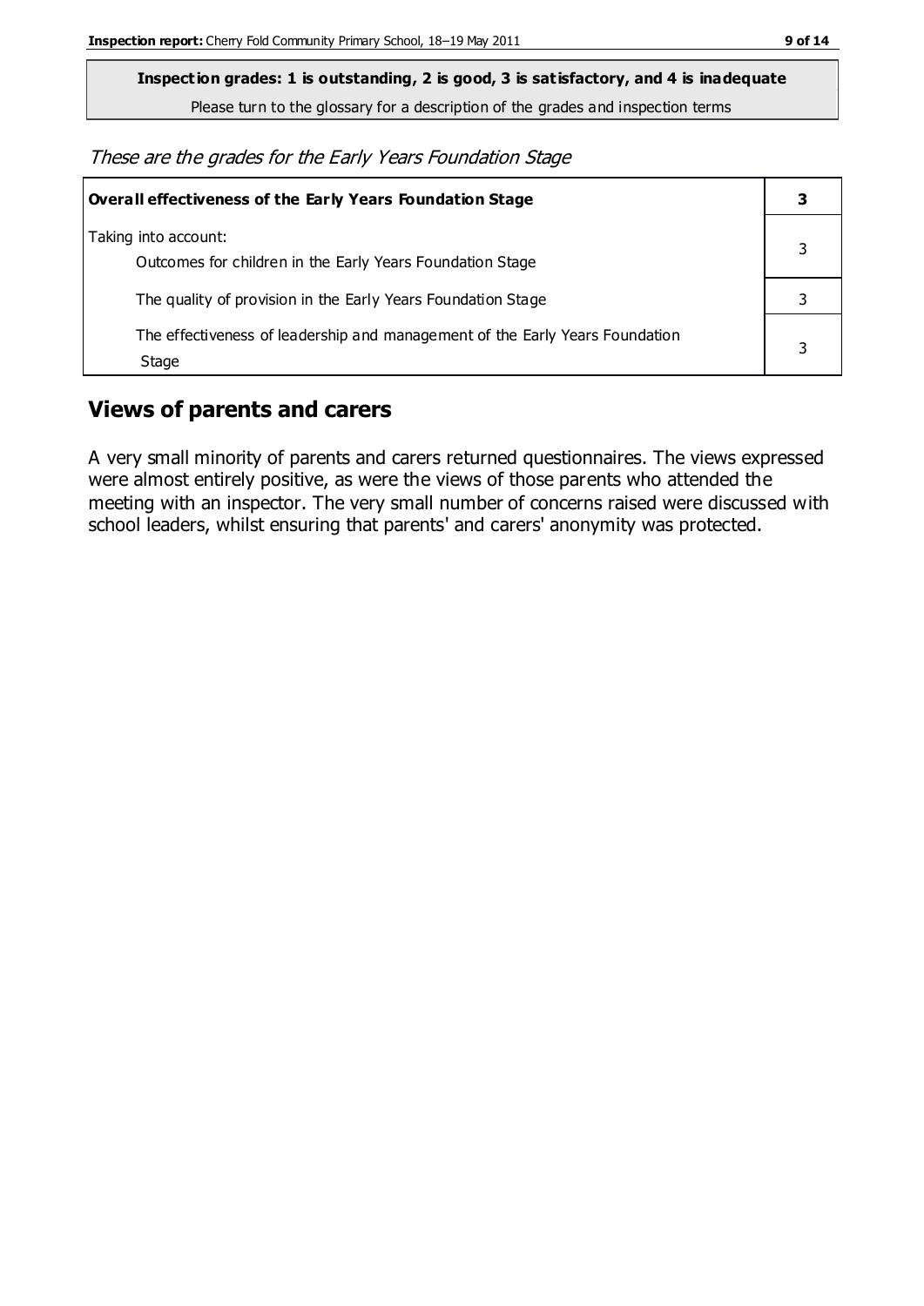**Inspection grades: 1 is outstanding, 2 is good, 3 is satisfactory, and 4 is inadequate**

Please turn to the glossary for a description of the grades and inspection terms

*These are the grades for the Early Years Foundation Stage*

| **Overall effectiveness of the Early Years Foundation Stage** | **3** |
|---|---|
| Taking into account:<br>Outcomes for children in the Early Years Foundation Stage | 3 |
| The quality of provision in the Early Years Foundation Stage | 3 |
| The effectiveness of leadership and management of the Early Years Foundation Stage | 3 |

## Views of parents and carers

A very small minority of parents and carers returned questionnaires. The views expressed were almost entirely positive, as were the views of those parents who attended the meeting with an inspector. The very small number of concerns raised were discussed with school leaders, whilst ensuring that parents' and carers' anonymity was protected.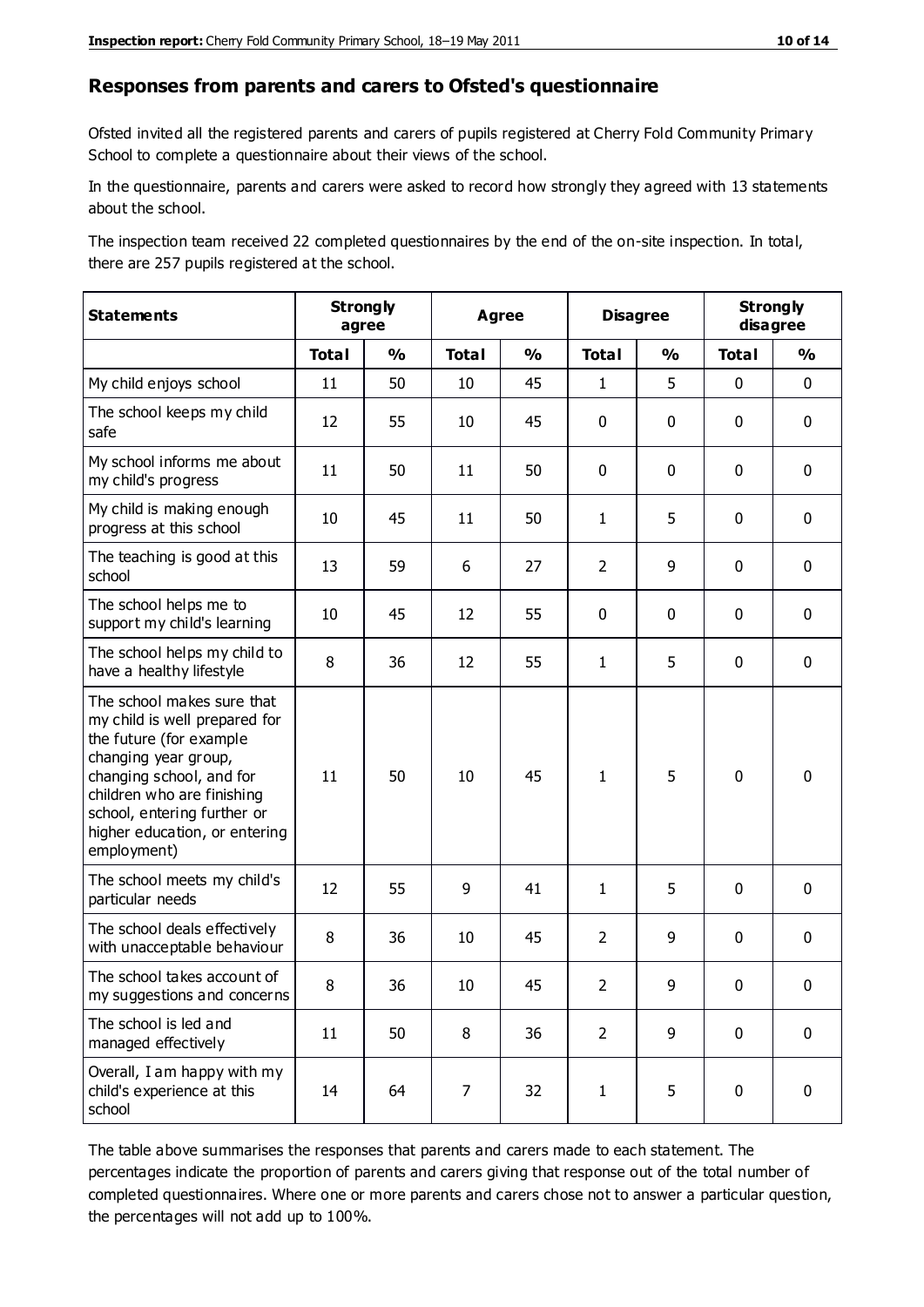## Responses from parents and carers to Ofsted's questionnaire

Ofsted invited all the registered parents and carers of pupils registered at Cherry Fold Community Primary School to complete a questionnaire about their views of the school.

In the questionnaire, parents and carers were asked to record how strongly they agreed with 13 statements about the school.

The inspection team received 22 completed questionnaires by the end of the on-site inspection. In total, there are 257 pupils registered at the school.

| Statements | Strongly agree | | Agree | | Disagree | | Strongly disagree | |
|---|---|---|---|---|---|---|---|---|
| | Total | % | Total | % | Total | % | Total | % |
| My child enjoys school | 11 | 50 | 10 | 45 | 1 | 5 | 0 | 0 |
| The school keeps my child safe | 12 | 55 | 10 | 45 | 0 | 0 | 0 | 0 |
| My school informs me about my child's progress | 11 | 50 | 11 | 50 | 0 | 0 | 0 | 0 |
| My child is making enough progress at this school | 10 | 45 | 11 | 50 | 1 | 5 | 0 | 0 |
| The teaching is good at this school | 13 | 59 | 6 | 27 | 2 | 9 | 0 | 0 |
| The school helps me to support my child's learning | 10 | 45 | 12 | 55 | 0 | 0 | 0 | 0 |
| The school helps my child to have a healthy lifestyle | 8 | 36 | 12 | 55 | 1 | 5 | 0 | 0 |
| The school makes sure that my child is well prepared for the future (for example changing year group, changing school, and for children who are finishing school, entering further or higher education, or entering employment) | 11 | 50 | 10 | 45 | 1 | 5 | 0 | 0 |
| The school meets my child's particular needs | 12 | 55 | 9 | 41 | 1 | 5 | 0 | 0 |
| The school deals effectively with unacceptable behaviour | 8 | 36 | 10 | 45 | 2 | 9 | 0 | 0 |
| The school takes account of my suggestions and concerns | 8 | 36 | 10 | 45 | 2 | 9 | 0 | 0 |
| The school is led and managed effectively | 11 | 50 | 8 | 36 | 2 | 9 | 0 | 0 |
| Overall, I am happy with my child's experience at this school | 14 | 64 | 7 | 32 | 1 | 5 | 0 | 0 |

The table above summarises the responses that parents and carers made to each statement. The percentages indicate the proportion of parents and carers giving that response out of the total number of completed questionnaires. Where one or more parents and carers chose not to answer a particular question, the percentages will not add up to 100%.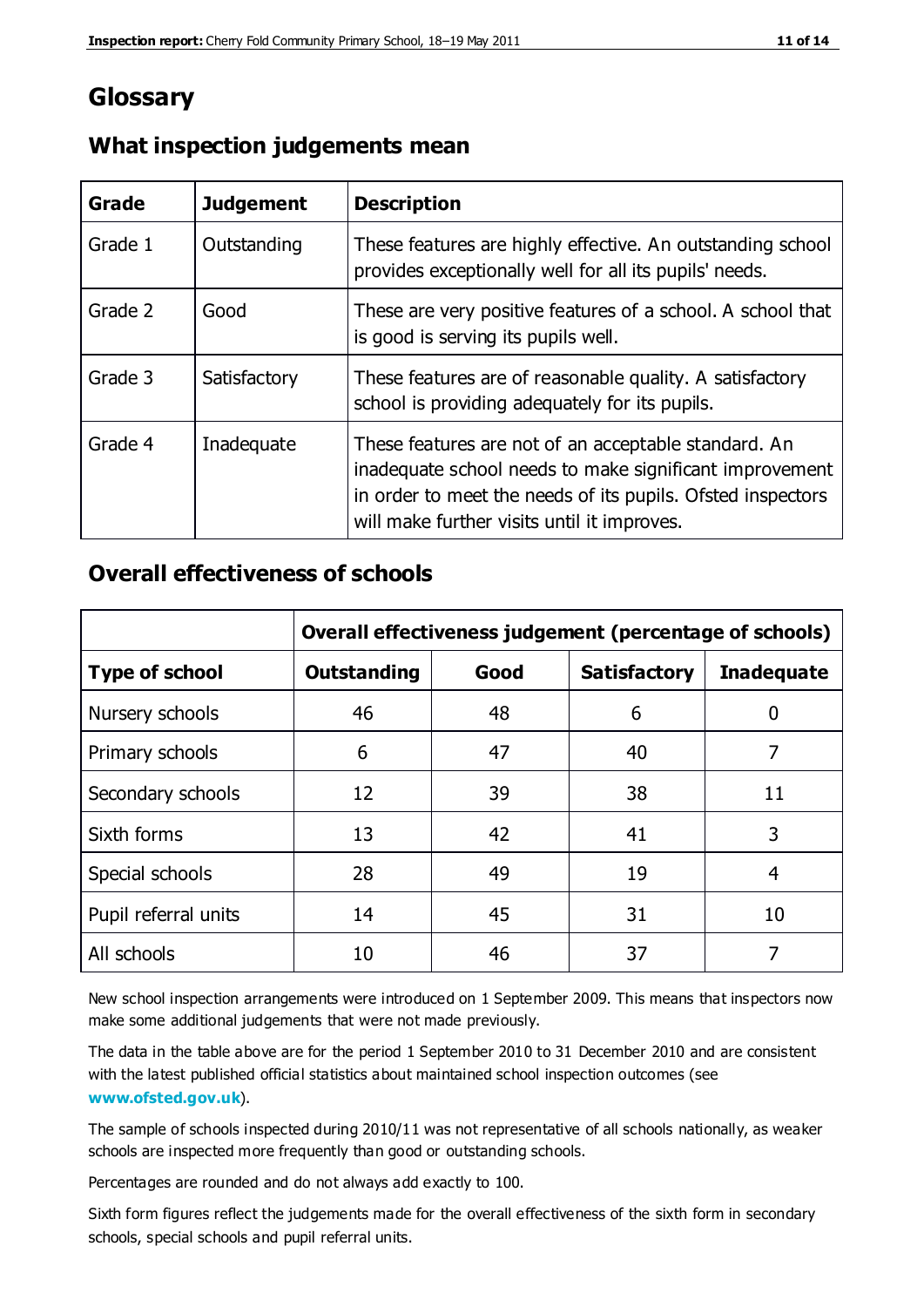# Glossary

## What inspection judgements mean

| Grade | Judgement | Description |
|---|---|---|
| Grade 1 | Outstanding | These features are highly effective. An outstanding school provides exceptionally well for all its pupils' needs. |
| Grade 2 | Good | These are very positive features of a school. A school that is good is serving its pupils well. |
| Grade 3 | Satisfactory | These features are of reasonable quality. A satisfactory school is providing adequately for its pupils. |
| Grade 4 | Inadequate | These features are not of an acceptable standard. An inadequate school needs to make significant improvement in order to meet the needs of its pupils. Ofsted inspectors will make further visits until it improves. |

## Overall effectiveness of schools

| | Overall effectiveness judgement (percentage of schools) | | | |
|---|---|---|---|---|
| **Type of school** | **Outstanding** | **Good** | **Satisfactory** | **Inadequate** |
| Nursery schools | 46 | 48 | 6 | 0 |
| Primary schools | 6 | 47 | 40 | 7 |
| Secondary schools | 12 | 39 | 38 | 11 |
| Sixth forms | 13 | 42 | 41 | 3 |
| Special schools | 28 | 49 | 19 | 4 |
| Pupil referral units | 14 | 45 | 31 | 10 |
| All schools | 10 | 46 | 37 | 7 |

New school inspection arrangements were introduced on 1 September 2009. This means that inspectors now make some additional judgements that were not made previously.

The data in the table above are for the period 1 September 2010 to 31 December 2010 and are consistent with the latest published official statistics about maintained school inspection outcomes (see **www.ofsted.gov.uk**).

The sample of schools inspected during 2010/11 was not representative of all schools nationally, as weaker schools are inspected more frequently than good or outstanding schools.

Percentages are rounded and do not always add exactly to 100.

Sixth form figures reflect the judgements made for the overall effectiveness of the sixth form in secondary schools, special schools and pupil referral units.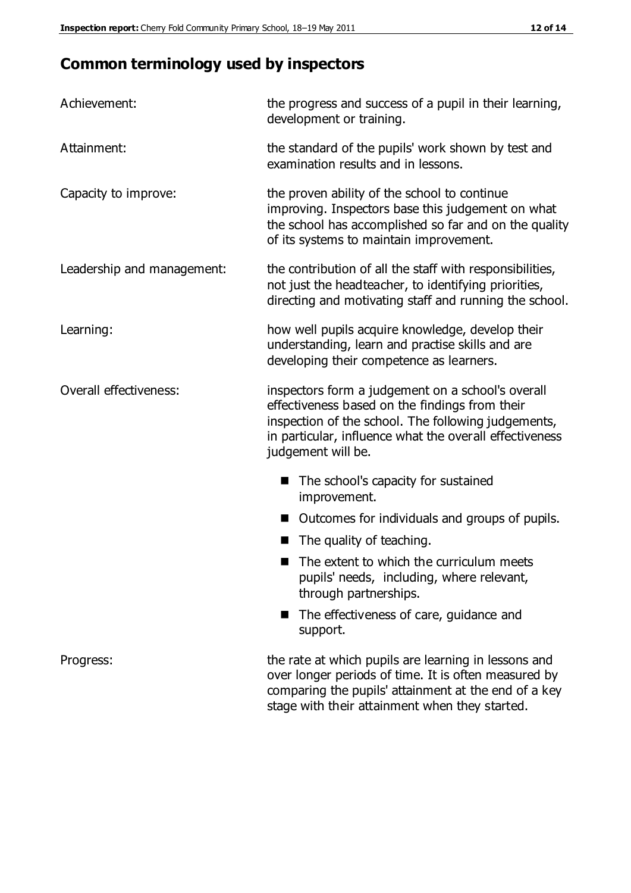## Common terminology used by inspectors

**Achievement:** the progress and success of a pupil in their learning, development or training.

**Attainment:** the standard of the pupils' work shown by test and examination results and in lessons.

**Capacity to improve:** the proven ability of the school to continue improving. Inspectors base this judgement on what the school has accomplished so far and on the quality of its systems to maintain improvement.

**Leadership and management:** the contribution of all the staff with responsibilities, not just the headteacher, to identifying priorities, directing and motivating staff and running the school.

**Learning:** how well pupils acquire knowledge, develop their understanding, learn and practise skills and are developing their competence as learners.

**Overall effectiveness:** inspectors form a judgement on a school's overall effectiveness based on the findings from their inspection of the school. The following judgements, in particular, influence what the overall effectiveness judgement will be.

- The school's capacity for sustained improvement.
- Outcomes for individuals and groups of pupils.
- The quality of teaching.
- The extent to which the curriculum meets pupils' needs, including, where relevant, through partnerships.
- The effectiveness of care, guidance and support.

**Progress:** the rate at which pupils are learning in lessons and over longer periods of time. It is often measured by comparing the pupils' attainment at the end of a key stage with their attainment when they started.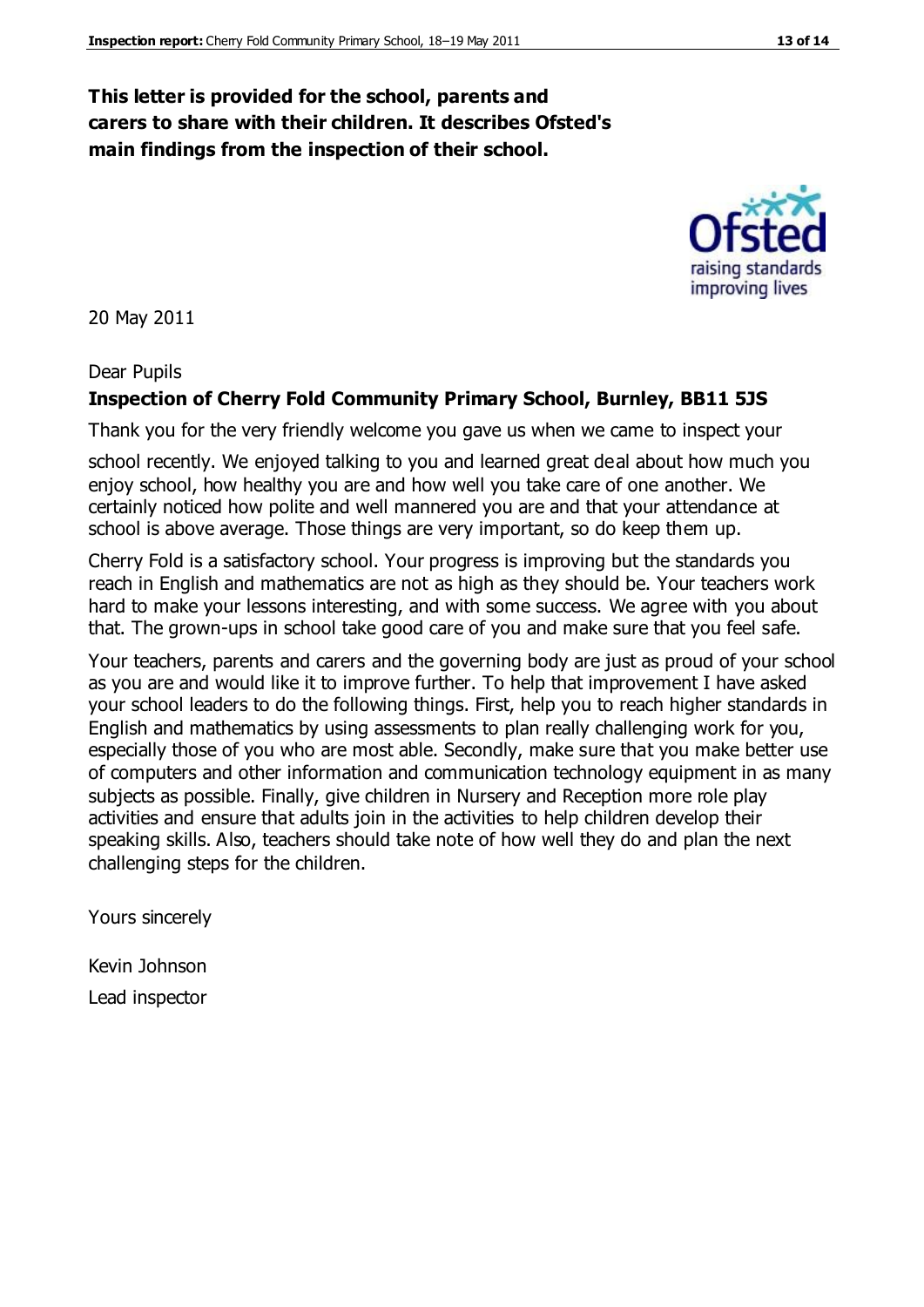**This letter is provided for the school, parents and carers to share with their children. It describes Ofsted's main findings from the inspection of their school.**

20 May 2011

Dear Pupils

**Inspection of Cherry Fold Community Primary School, Burnley, BB11 5JS**

Thank you for the very friendly welcome you gave us when we came to inspect your school recently. We enjoyed talking to you and learned great deal about how much you enjoy school, how healthy you are and how well you take care of one another. We certainly noticed how polite and well mannered you are and that your attendance at school is above average. Those things are very important, so do keep them up.

Cherry Fold is a satisfactory school. Your progress is improving but the standards you reach in English and mathematics are not as high as they should be. Your teachers work hard to make your lessons interesting, and with some success. We agree with you about that. The grown-ups in school take good care of you and make sure that you feel safe.

Your teachers, parents and carers and the governing body are just as proud of your school as you are and would like it to improve further. To help that improvement I have asked your school leaders to do the following things. First, help you to reach higher standards in English and mathematics by using assessments to plan really challenging work for you, especially those of you who are most able. Secondly, make sure that you make better use of computers and other information and communication technology equipment in as many subjects as possible. Finally, give children in Nursery and Reception more role play activities and ensure that adults join in the activities to help children develop their speaking skills. Also, teachers should take note of how well they do and plan the next challenging steps for the children.

Yours sincerely

Kevin Johnson

Lead inspector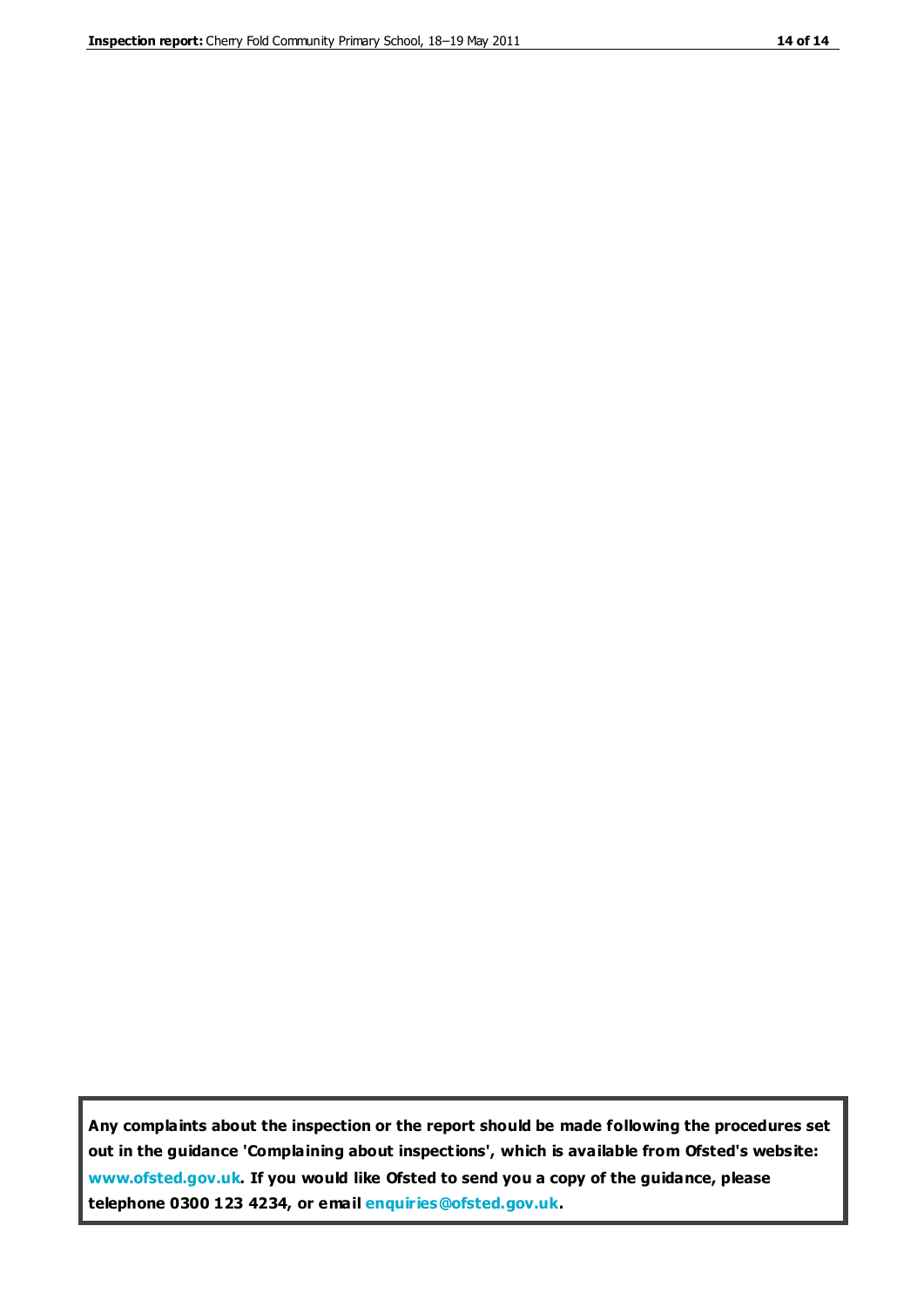**Any complaints about the inspection or the report should be made following the procedures set out in the guidance 'Complaining about inspections', which is available from Ofsted's website: www.ofsted.gov.uk. If you would like Ofsted to send you a copy of the guidance, please telephone 0300 123 4234, or email enquiries@ofsted.gov.uk.**